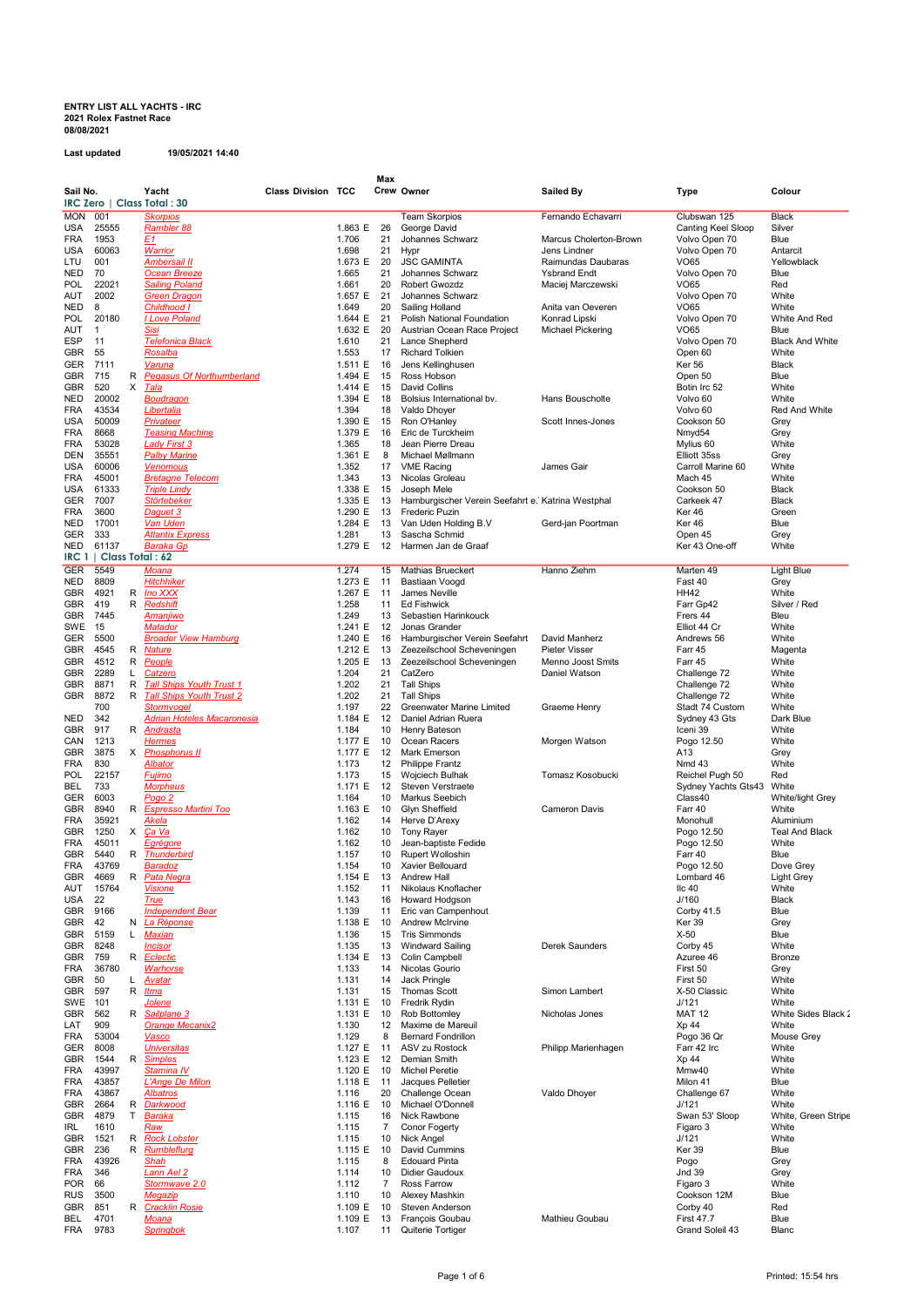**ENTRY LIST ALL YACHTS - IRC**
**2021 Rolex Fastnet Race**
**08/08/2021**

**Last updated** 19/05/2021 14:40

## IRC Zero | Class Total : 30

| Sail No. | | | Yacht | Class Division | TCC | Max Crew | Owner | Sailed By | Type | Colour |
|---|---|---|---|---|---|---|---|---|---|---|
| MON | 001 | | Skorpios | | | | Team Skorpios | Fernando Echavarri | Clubswan 125 | Black |
| USA | 25555 | | Rambler 88 | | 1.863 E | 26 | George David | | Canting Keel Sloop | Silver |
| FRA | 1953 | | E1 | | 1.706 | 21 | Johannes Schwarz | Marcus Cholerton-Brown | Volvo Open 70 | Blue |
| USA | 60063 | | Warrior | | 1.698 | 21 | Hypr | Jens Lindner | Volvo Open 70 | Antarcit |
| LTU | 001 | | Ambersail II | | 1.673 E | 20 | JSC GAMINTA | Raimundas Daubaras | VO65 | Yellowblack |
| NED | 70 | | Ocean Breeze | | 1.665 | 21 | Johannes Schwarz | Ysbrand Endt | Volvo Open 70 | Blue |
| POL | 22021 | | Sailing Poland | | 1.661 | 20 | Robert Gwozdz | Maciej Marczewski | VO65 | Red |
| AUT | 2002 | | Green Dragon | | 1.657 E | 21 | Johannes Schwarz | | Volvo Open 70 | White |
| NED | 8 | | Childhood I | | 1.649 | 20 | Sailing Holland | Anita van Oeveren | VO65 | White |
| POL | 20180 | | I Love Poland | | 1.644 E | 21 | Polish National Foundation | Konrad Lipski | Volvo Open 70 | White And Red |
| AUT | 1 | | Sisi | | 1.632 E | 20 | Austrian Ocean Race Project | Michael Pickering | VO65 | Blue |
| ESP | 11 | | Telefonica Black | | 1.610 | 21 | Lance Shepherd | | Volvo Open 70 | Black And White |
| GBR | 55 | | Rosalba | | 1.553 | 17 | Richard Tolkien | | Open 60 | White |
| GER | 7111 | | Varuna | | 1.511 E | 16 | Jens Kellinghusen | | Ker 56 | Black |
| GBR | 715 | R | Pegasus Of Northumberland | | 1.494 E | 15 | Ross Hobson | | Open 50 | Blue |
| GBR | 520 | X | Tala | | 1.414 E | 15 | David Collins | | Botin Irc 52 | White |
| NED | 20002 | | Boudragon | | 1.394 E | 18 | Bolsius International bv. | Hans Bouscholte | Volvo 60 | White |
| FRA | 43534 | | Libertalia | | 1.394 | 18 | Valdo Dhoyer | | Volvo 60 | Red And White |
| USA | 50009 | | Privateer | | 1.390 E | 15 | Ron O'Hanley | Scott Innes-Jones | Cookson 50 | Grey |
| FRA | 8668 | | Teasing Machine | | 1.379 E | 16 | Eric de Turckheim | | Nmyd54 | Grey |
| FRA | 53028 | | Lady First 3 | | 1.365 | 18 | Jean Pierre Dreau | | Mylius 60 | White |
| DEN | 35551 | | Palby Marine | | 1.361 E | 8 | Michael Møllmann | | Elliott 35ss | Grey |
| USA | 60006 | | Venomous | | 1.352 | 17 | VME Racing | James Gair | Carroll Marine 60 | White |
| FRA | 45001 | | Bretagne Telecom | | 1.343 | 13 | Nicolas Groleau | | Mach 45 | White |
| USA | 61333 | | Triple Lindy | | 1.338 E | 15 | Joseph Mele | | Cookson 50 | Black |
| GER | 7007 | | Störtebeker | | 1.335 E | 13 | Hamburgischer Verein Seefahrt e.' | Katrina Westphal | Carkeek 47 | Black |
| FRA | 3600 | | Daguet 3 | | 1.290 E | 13 | Frederic Puzin | | Ker 46 | Green |
| NED | 17001 | | Van Uden | | 1.284 E | 13 | Van Uden Holding B.V | Gerd-jan Poortman | Ker 46 | Blue |
| GER | 333 | | Atlantix Express | | 1.281 | 13 | Sascha Schmid | | Open 45 | Grey |
| NED | 61137 | | Baraka Gp | | 1.279 E | 12 | Harmen Jan de Graaf | | Ker 43 One-off | White |

## IRC 1 | Class Total : 62

| Sail No. | | | Yacht | Class Division | TCC | Max Crew | Owner | Sailed By | Type | Colour |
|---|---|---|---|---|---|---|---|---|---|---|
| GER | 5549 | | Moana | | 1.274 | 15 | Mathias Brueckert | Hanno Ziehm | Marten 49 | Light Blue |
| NED | 8809 | | Hitchhiker | | 1.273 E | 11 | Bastiaan Voogd | | Fast 40 | Grey |
| GBR | 4921 | R | Ino XXX | | 1.267 E | 11 | James Neville | | HH42 | White |
| GBR | 419 | R | Redshift | | 1.258 | 11 | Ed Fishwick | | Farr Gp42 | Silver / Red |
| GBR | 7445 | | Amanjiwo | | 1.249 | 13 | Sebastien Harinkouck | | Frers 44 | Bleu |
| SWE | 15 | | Matador | | 1.241 E | 12 | Jonas Grander | | Elliot 44 Cr | White |
| GER | 5500 | | Broader View Hamburg | | 1.240 E | 16 | Hamburgischer Verein Seefahrt | David Manherz | Andrews 56 | White |
| GBR | 4545 | R | Nature | | 1.212 E | 13 | Zeezeilschool Scheveningen | Pieter Visser | Farr 45 | Magenta |
| GBR | 4512 | R | People | | 1.205 E | 13 | Zeezeilschool Scheveningen | Menno Joost Smits | Farr 45 | White |
| GBR | 2289 | L | Catzero | | 1.204 | 21 | CatZero | Daniel Watson | Challenge 72 | White |
| GBR | 8871 | R | Tall Ships Youth Trust 1 | | 1.202 | 21 | Tall Ships | | Challenge 72 | White |
| GBR | 8872 | R | Tall Ships Youth Trust 2 | | 1.202 | 21 | Tall Ships | | Challenge 72 | White |
| | 700 | | Stormvogel | | 1.197 | 22 | Greenwater Marine Limited | Graeme Henry | Stadt 74 Custom | White |
| NED | 342 | | Adrian Hoteles Macaronesia | | 1.184 E | 12 | Daniel Adrian Ruera | | Sydney 43 Gts | Dark Blue |
| GBR | 917 | R | Andrasta | | 1.184 | 10 | Henry Bateson | | Iceni 39 | White |
| CAN | 1213 | | Hermes | | 1.177 E | 10 | Ocean Racers | Morgen Watson | Pogo 12.50 | White |
| GBR | 3875 | X | Phosphorus II | | 1.177 E | 12 | Mark Emerson | | A13 | Grey |
| FRA | 830 | | Albator | | 1.173 | 12 | Philippe Frantz | | Nmd 43 | White |
| POL | 22157 | | Fujimo | | 1.173 | 15 | Wojciech Bulhak | Tomasz Kosobucki | Reichel Pugh 50 | Red |
| BEL | 733 | | Morpheus | | 1.171 E | 12 | Steven Verstraete | | Sydney Yachts Gts43 | White |
| GER | 6003 | | Pogo 2 | | 1.164 | 10 | Markus Seebich | | Class40 | White/light Grey |
| GBR | 8940 | R | Espresso Martini Too | | 1.163 E | 10 | Glyn Sheffield | Cameron Davis | Farr 40 | White |
| FRA | 35921 | | Akela | | 1.162 | 14 | Herve D'Arexy | | Monohull | Aluminium |
| GBR | 1250 | X | Ça Va | | 1.162 | 10 | Tony Rayer | | Pogo 12.50 | Teal And Black |
| FRA | 45011 | | Egrégore | | 1.162 | 10 | Jean-baptiste Fedide | | Pogo 12.50 | White |
| GBR | 5440 | R | Thunderbird | | 1.157 | 10 | Rupert Wolloshin | | Farr 40 | Blue |
| FRA | 43769 | | Baradoz | | 1.154 | 10 | Xavier Bellouard | | Pogo 12.50 | Dove Grey |
| GBR | 4669 | R | Pata Negra | | 1.154 E | 13 | Andrew Hall | | Lombard 46 | Light Grey |
| AUT | 15764 | | Visione | | 1.152 | 11 | Nikolaus Knoflacher | | Ilc 40 | White |
| USA | 22 | | True | | 1.143 | 16 | Howard Hodgson | | J/160 | Black |
| GBR | 9166 | | Independent Bear | | 1.139 | 11 | Eric van Campenhout | | Corby 41.5 | Blue |
| GBR | 42 | N | La Réponse | | 1.138 E | 10 | Andrew McIrvine | | Ker 39 | Grey |
| GBR | 5159 | L | Maxian | | 1.136 | 15 | Tris Simmonds | | X-50 | Blue |
| GBR | 8248 | | Incisor | | 1.135 | 13 | Windward Sailing | Derek Saunders | Corby 45 | White |
| GBR | 759 | R | Eclectic | | 1.134 E | 13 | Colin Campbell | | Azuree 46 | Bronze |
| FRA | 36780 | | Warhorse | | 1.133 | 14 | Nicolas Gourio | | First 50 | Grey |
| GBR | 50 | L | Avatar | | 1.131 | 14 | Jack Pringle | | First 50 | White |
| GBR | 597 | R | Itma | | 1.131 | 15 | Thomas Scott | Simon Lambert | X-50 Classic | White |
| SWE | 101 | | Jolene | | 1.131 E | 10 | Fredrik Rydin | | J/121 | White |
| GBR | 562 | R | Sailplane 3 | | 1.131 E | 10 | Rob Bottomley | Nicholas Jones | MAT 12 | White Sides Black |
| LAT | 909 | | Orange Mecanix2 | | 1.130 | 12 | Maxime de Mareuil | | Xp 44 | White |
| FRA | 53004 | | Vasco | | 1.129 | 8 | Bernard Fondrillon | | Pogo 36 Qr | Mouse Grey |
| GER | 8008 | | Universitas | | 1.127 E | 11 | ASV zu Rostock | Philipp Marienhagen | Farr 42 Irc | White |
| GBR | 1544 | R | Simples | | 1.123 E | 12 | Demian Smith | | Xp 44 | White |
| FRA | 43997 | | Stamina IV | | 1.120 E | 10 | Michel Peretie | | Mmw40 | White |
| FRA | 43857 | | L'Ange De Milon | | 1.118 E | 11 | Jacques Pelletier | | Milon 41 | Blue |
| FRA | 43867 | | Albatros | | 1.116 | 20 | Challenge Ocean | Valdo Dhoyer | Challenge 67 | White |
| GBR | 2664 | R | Darkwood | | 1.116 E | 10 | Michael O'Donnell | | J/121 | White |
| GBR | 4879 | T | Baraka | | 1.115 | 16 | Nick Rawbone | | Swan 53' Sloop | White, Green Stripe |
| IRL | 1610 | | Raw | | 1.115 | 7 | Conor Fogerty | | Figaro 3 | White |
| GBR | 1521 | R | Rock Lobster | | 1.115 | 10 | Nick Angel | | J/121 | White |
| GBR | 236 | R | Rumbleflurg | | 1.115 E | 10 | David Cummins | | Ker 39 | Blue |
| FRA | 43926 | | Shah | | 1.115 | 8 | Edouard Pinta | | Pogo | Grey |
| FRA | 346 | | Lann Ael 2 | | 1.114 | 10 | Didier Gaudoux | | Jnd 39 | Grey |
| POR | 66 | | Stormwave 2.0 | | 1.112 | 7 | Ross Farrow | | Figaro 3 | White |
| RUS | 3500 | | Megazip | | 1.110 | 10 | Alexey Mashkin | | Cookson 12M | Blue |
| GBR | 851 | R | Cracklin Rosie | | 1.109 E | 10 | Steven Anderson | | Corby 40 | Red |
| BEL | 4701 | | Moana | | 1.109 E | 13 | François Goubau | Mathieu Goubau | First 47.7 | Blue |
| FRA | 9783 | | Springbok | | 1.107 | 11 | Quiterie Tortiger | | Grand Soleil 43 | Blanc |

Printed: 15:54 hrs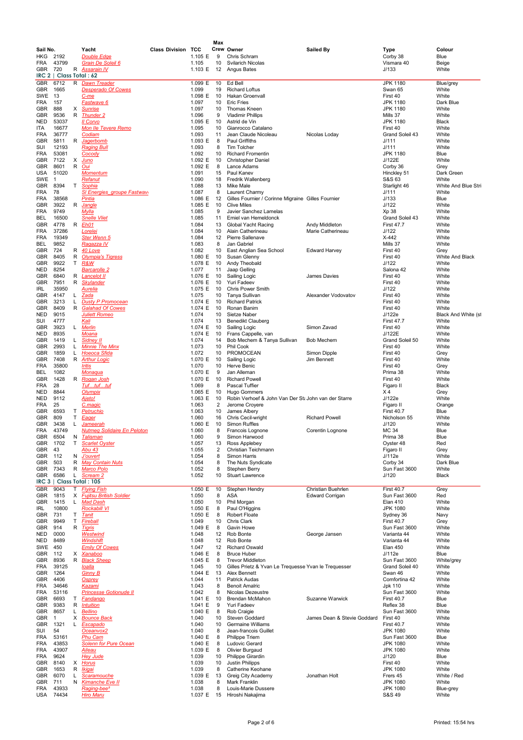| Sail No. | | | Yacht | Class Division | TCC | Max Crew | Owner | Sailed By | Type | Colour |
|---|---|---|---|---|---|---|---|---|---|---|
| HKG | 2192 | | Double Edge | | 1.105 E | 9 | Chris Schram | | Corby 38 | Blue |
| FRA | 43799 | | Grain De Soleil 6 | | 1.105 | 10 | Svilarich Nicolas | | Vismara 40 | Beige |
| GBR | 720 | R | Assarain IV | | 1.103 E | 12 | Angus Bates | | J/133 | White |

## IRC 2 | Class Total : 62

| Sail No. | | | Yacht | Class Division | TCC | Max Crew | Owner | Sailed By | Type | Colour |
|---|---|---|---|---|---|---|---|---|---|---|
| GBR | 6712 | R | Dawn Treader | | 1.099 E | 10 | Ed Bell | | JPK 1180 | Blue/grey |
| GBR | 1665 | | Desperado Of Cowes | | 1.099 | 19 | Richard Loftus | | Swan 65 | White |
| SWE | 13 | | C-me | | 1.098 E | 10 | Hakan Groenvall | | First 40 | White |
| FRA | 157 | | Fastwave 6 | | 1.097 | 10 | Eric Fries | | JPK 1180 | Dark Blue |
| GBR | 888 | X | Sunrise | | 1.097 | 10 | Thomas Kneen | | JPK 1180 | White |
| GBR | 9536 | R | Thunder 2 | | 1.096 | 9 | Vladimir Phillips | | Mills 37 | White |
| NED | 53037 | | Il Corvo | | 1.095 E | 10 | Astrid de Vin | | JPK 1180 | Black |
| ITA | 16677 | | Mon Ile Tevere Remo | | 1.095 | 10 | Gianrocco Catalano | | First 40 | White |
| FRA | 36777 | | Codiam | | 1.093 | 11 | Jean Claude Nicoleau | Nicolas Loday | Grand Soleil 43 | White |
| GBR | 5811 | R | Jagerbomb | | 1.093 E | 8 | Paul Griffiths | | J/111 | White |
| SUI | 12193 | | Raging Bull | | 1.093 | 8 | Tim Tolcher | | J/111 | White |
| FRA | 53081 | | Cocody | | 1.092 | 10 | Richard Fromentin | | JPK 1180 | Blue |
| GBR | 7122 | X | Juno | | 1.092 E | 10 | Christopher Daniel | | J/122E | White |
| GBR | 8601 | R | Oui | | 1.092 E | 8 | Lance Adams | | Corby 36 | Grey |
| USA | 51020 | | Momentum | | 1.091 | 15 | Paul Kanev | | Hinckley 51 | Dark Green |
| SWE | 1 | | Refanut | | 1.090 | 18 | Fredrik Wallenberg | | S&S 63 | White |
| GBR | 8394 | T | Sophia | | 1.088 | 13 | Mike Male | | Starlight 46 | White And Blue Stri |
| FRA | 78 | | SI Energies_groupe Fastwav | | 1.087 | 8 | Laurent Charmy | | J/111 | White |
| FRA | 38568 | | Pintia | | 1.086 E | 12 | Gilles Fournier / Corinne Migraine | Gilles Fournier | J/133 | Blue |
| GBR | 3922 | R | Jangle | | 1.085 E | 10 | Clive Miles | | J/122 | White |
| FRA | 9749 | | Mylla | | 1.085 | 9 | Javier Sanchez Lamelas | | Xp 38 | White |
| BEL | 16500 | | Snelle Vliet | | 1.085 | 11 | Emiel van Hemeldonck | | Grand Soleil 43 | White |
| GBR | 4778 | R | Eh01 | | 1.084 | 13 | Global Yacht Racing | Andy Middleton | First 47.7 | White |
| FRA | 37286 | | Lorelei | | 1.084 | 10 | Alain Catherineau | Marie Catherineau | J/122 | White |
| FRA | 19349 | | Ster Wenn 5 | | 1.084 | 12 | Pierre Sallenave | | X-442 | White |
| BEL | 9852 | | Ragazza IV | | 1.083 | 8 | Jan Gabriel | | Mills 37 | White |
| GBR | 724 | R | 40 Love | | 1.082 | 10 | East Anglian Sea School | Edward Harvey | First 40 | Grey |
| GBR | 8405 | R | Olympia's Tigress | | 1.080 E | 10 | Susan Glenny | | First 40 | White And Black |
| GBR | 9922 | T | R&W | | 1.078 E | 10 | Andy Theobald | | J/122 | White |
| NED | 8254 | | Barcarolle 2 | | 1.077 | 11 | Jaap Gelling | | Salona 42 | White |
| GBR | 6840 | R | Lancelot II | | 1.076 E | 10 | Sailing Logic | James Davies | First 40 | White |
| GBR | 7951 | R | Skylander | | 1.076 E | 10 | Yuri Fadeev | | First 40 | White |
| IRL | 35950 | | Aurelia | | 1.075 E | 10 | Chris Power Smith | | J/122 | White |
| GBR | 4147 | L | Zada | | 1.075 | 10 | Tanya Sullivan | Alexander Vodovatov | First 40 | White |
| GBR | 3213 | L | Dusty P Promocean | | 1.074 E | 10 | Richard Patrick | | First 40 | White |
| GBR | 8409 | R | Galahad Of Cowes | | 1.074 E | 10 | Ronan Banim | | First 40 | White |
| NED | 9015 | | Juliett Romeo | | 1.074 | 10 | Sietze Naber | | J/122e | Black And White (st |
| SUI | 4777 | | Kali | | 1.074 | 13 | Benedikt Clauberg | | First 47.7 | White |
| GBR | 3923 | L | Merlin | | 1.074 E | 10 | Sailing Logic | Simon Zavad | First 40 | White |
| NED | 8935 | | Moana | | 1.074 E | 10 | Frans Cappelle, van | | J/122E | White |
| GBR | 1419 | L | Sidney II | | 1.074 | 14 | Bob Mechem & Tanya Sullivan | Bob Mechem | Grand Soleil 50 | White |
| GBR | 2993 | L | Minnie The Minx | | 1.073 | 10 | Phil Cook | | First 40 | White |
| GBR | 1859 | L | Hooo̧ca Sfida | | 1.072 | 10 | PROMOCEAN | Simon Dipple | First 40 | Grey |
| GBR | 7408 | R | Arthur Logic | | 1.070 E | 10 | Sailing Logic | Jim Bennett | First 40 | White |
| FRA | 35800 | | Iritis | | 1.070 | 10 | Herve Benic | | First 40 | Grey |
| BEL | 1082 | | Monaqua | | 1.070 E | 9 | Jan Alleman | | Prima 38 | White |
| GBR | 1428 | R | Rogan Josh | | 1.070 E | 10 | Richard Powell | | First 40 | White |
| FRA | 28 | | Tuf…tuf…tuf | | 1.069 | 8 | Pascal Tuffier | | Figaro II | Black |
| NED | 8844 | | Olympix | | 1.065 E | 10 | Hugo Gommers | | X 4 | Grey |
| NED | 9112 | | Ajeto! | | 1.063 E | 10 | Robin Verhoef & John Van Der St | John van der Starre | J/122e | White |
| FRA | 25 | | C.magic | | 1.063 | 2 | Jerome Croyere | | Figaro II | Orange |
| GBR | 6593 | T | Petruchio | | 1.063 | 10 | James Albery | | First 40.7 | Blue |
| GBR | 809 | T | Eager | | 1.060 | 16 | Chris Cecil-wright | Richard Powell | Nicholson 55 | White |
| GBR | 3438 | L | Jameerah | | 1.060 E | 10 | Simon Ruffles | | J/120 | White |
| FRA | 43749 | | Nutmeg Solidaire En Peloton | | 1.060 | 8 | Francois Lognone | Corentin Lognone | MC 34 | Blue |
| GBR | 6504 | N | Talisman | | 1.060 | 9 | Simon Harwood | | Prima 38 | Blue |
| GBR | 1702 | T | Scarlet Oyster | | 1.057 | 13 | Ross Applebey | | Oyster 48 | Red |
| GBR | 43 | | Abu 43 | | 1.055 | 2 | Christian Teichmann | | Figaro II | Grey |
| GBR | 112 | N | J'ouvert | | 1.054 | 8 | Simon Harris | | J/112e | White |
| GBR | 503 | R | May Contain Nuts | | 1.054 | 8 | The Nuts Syndicate | | Corby 34 | Dark Blue |
| GBR | 7343 | R | Marco Polo | | 1.052 | 8 | Stephen Berry | | Sun Fast 3600 | White |
| GBR | 6586 | L | Scream 2 | | 1.052 | 10 | Stuart Lawrence | | J/120 | Black |

## IRC 3 | Class Total : 105

| Sail No. | | | Yacht | Class Division | TCC | Max Crew | Owner | Sailed By | Type | Colour |
|---|---|---|---|---|---|---|---|---|---|---|
| GBR | 9043 | T | Flying Fish | | 1.050 E | 10 | Stephen Hendry | Christian Buehrlen | First 40.7 | Grey |
| GBR | 1815 | X | Fujitsu British Soldier | | 1.050 | 8 | ASA | Edward Corrigan | Sun Fast 3600 | Red |
| GBR | 1415 | L | Mad Dash | | 1.050 | 10 | Phil Morgan | | Elan 410 | White |
| IRL | 10800 | | Rockabill VI | | 1.050 E | 8 | Paul O'Higgins | | JPK 1080 | White |
| GBR | 731 | T | Tanit | | 1.050 E | 8 | Robert Floate | | Sydney 36 | Navy |
| GBR | 9949 | T | Fireball | | 1.049 | 10 | Chris Clark | | First 40.7 | Grey |
| GBR | 914 | R | Tigris | | 1.049 E | 8 | Gavin Howe | | Sun Fast 3600 | White |
| NED | 0000 | | Westwind | | 1.048 | 12 | Rob Bonte | George Jansen | Varianta 44 | White |
| NED | 8489 | | Windshift | | 1.048 | 12 | Rob Bonte | | Varianta 44 | White |
| SWE | 450 | | Emily Of Cowes | | 1.047 | 12 | Richard Oswald | | Elan 450 | White |
| GBR | 112 | X | Xanaboo | | 1.046 E | 8 | Bruce Huber | | J/112e | Blue |
| GBR | 8936 | R | Black Sheep | | 1.045 E | 8 | Trevor Middleton | | Sun Fast 3600 | White/grey |
| FRA | 39125 | | Ioalla | | 1.045 | 10 | Gilles Prietz & Yvan Le Trequesse | Yvan le Trequesser | Grand Soleil 40 | White |
| GBR | 1264 | | Ginny B | | 1.044 E | 13 | Alex Bennett | | Swan 46 | White |
| GBR | 4406 | | Osprey | | 1.044 | 11 | Patrick Audas | | Comfortina 42 | White |
| FRA | 34646 | | Kazami | | 1.043 | 8 | Benoit Amalric | | Jpk 110 | White |
| FRA | 53116 | | Princesse Gotionude II | | 1.042 | 8 | Nicolas Dezeustre | | Sun Fast 3600 | White |
| GBR | 6693 | T | Fandango | | 1.041 E | 10 | Brendan McMahon | Suzanne Warwick | First 40.7 | Blue |
| GBR | 9383 | R | Intuition | | 1.041 E | 9 | Yuri Fadeev | | Reflex 38 | Blue |
| GBR | 8657 | L | Bellino | | 1.040 E | 8 | Rob Craigie | | Sun Fast 3600 | White |
| GBR | 1 | X | Bounce Back | | 1.040 | 10 | Steven Goddard | James Dean & Stevie Goddard | First 40 | White |
| GBR | 1321 | L | Escapado | | 1.040 | 10 | Germaine Williams | | First 47.7 | White |
| SUI | 54 | | Oceanvox2 | | 1.040 | 8 | Jean-francois Guillet | | JPK 1080 | White |
| FRA | 53161 | | Phu Cam | | 1.040 E | 8 | Philippe Triem | | Sun Fast 3600 | Blue |
| FRA | 43853 | | Solenn for Pure Ocean | | 1.040 E | 8 | Ludovic Gerard | | JPK 1080 | White |
| FRA | 43907 | | Alleau | | 1.039 E | 8 | Olivier Burgaud | | JPK 1080 | White |
| FRA | 9624 | | Hey Jude | | 1.039 | 10 | Philippe Girardin | | J/120 | Blue |
| GBR | 8140 | X | Horus | | 1.039 | 10 | Justin Phillips | | First 40 | White |
| GBR | 1653 | R | Ikigai | | 1.039 | 8 | Catherine Keohane | | JPK 1080 | White |
| GBR | 6070 | L | Scaramouche | | 1.039 E | 13 | Greig City Academy | Jonathan Holt | Frers 45 | White / Red |
| GBR | 711 | N | Kimanche Eve II | | 1.038 | 8 | Mark Franklin | | JPK 1080 | White |
| FRA | 43933 | | Raging-bee² | | 1.038 | 8 | Louis-Marie Dussere | | JPK 1080 | Blue-grey |
| USA | 74434 | | Hiro Maru | | 1.037 E | 15 | Hiroshi Nakajima | | S&S 49 | White |

Printed: 15:54 hrs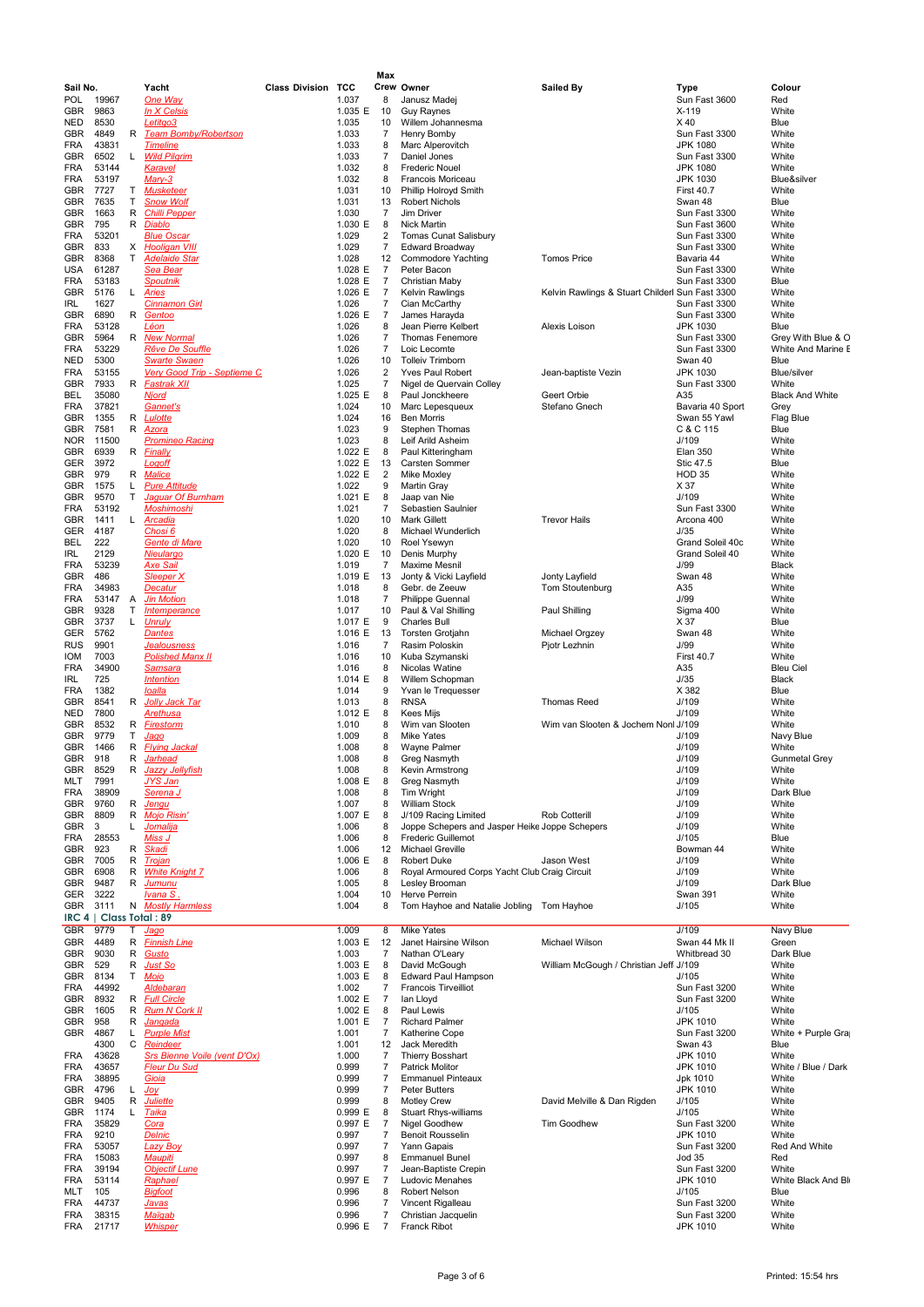| Sail No. | | | Yacht | Class Division | TCC | Max Crew | Owner | Sailed By | Type | Colour |
|---|---|---|---|---|---|---|---|---|---|---|
| POL | 19967 | | One Way | | 1.037 | 8 | Janusz Madej | | Sun Fast 3600 | Red |
| GBR | 9863 | | In X Celsis | | 1.035 E | 10 | Guy Raynes | | X-119 | White |
| NED | 8530 | | Letitgo3 | | 1.035 | 10 | Willem Johannesma | | X 40 | Blue |
| GBR | 4849 | R | Team Bomby/Robertson | | 1.033 | 7 | Henry Bomby | | Sun Fast 3300 | White |
| FRA | 43831 | | Timeline | | 1.033 | 8 | Marc Alperovitch | | JPK 1080 | White |
| GBR | 6502 | L | Wild Pilgrim | | 1.033 | 7 | Daniel Jones | | Sun Fast 3300 | White |
| FRA | 53144 | | Karavel | | 1.032 | 8 | Frederic Nouel | | JPK 1080 | White |
| FRA | 53197 | | Mary-3 | | 1.032 | 8 | Francois Moriceau | | JPK 1030 | Blue&silver |
| GBR | 7727 | T | Musketeer | | 1.031 | 10 | Phillip Holroyd Smith | | First 40.7 | White |
| GBR | 7635 | T | Snow Wolf | | 1.031 | 13 | Robert Nichols | | Swan 48 | Blue |
| GBR | 1663 | R | Chilli Pepper | | 1.030 | 7 | Jim Driver | | Sun Fast 3300 | White |
| GBR | 795 | R | Diablo | | 1.030 E | 8 | Nick Martin | | Sun Fast 3600 | White |
| FRA | 53201 | | Blue Oscar | | 1.029 | 2 | Tomas Cunat Salisbury | | Sun Fast 3300 | White |
| GBR | 833 | X | Hooligan VIII | | 1.029 | 7 | Edward Broadway | | Sun Fast 3300 | White |
| GBR | 8368 | T | Adelaide Star | | 1.028 | 12 | Commodore Yachting | Tomos Price | Bavaria 44 | White |
| USA | 61287 | | Sea Bear | | 1.028 E | 7 | Peter Bacon | | Sun Fast 3300 | White |
| FRA | 53183 | | Spoutnik | | 1.028 E | 7 | Christian Maby | | Sun Fast 3300 | Blue |
| GBR | 5176 | L | Aries | | 1.026 E | 7 | Kelvin Rawlings | Kelvin Rawlings & Stuart Childerl | Sun Fast 3300 | White |
| IRL | 1627 | | Cinnamon Girl | | 1.026 | 7 | Cian McCarthy | | Sun Fast 3300 | White |
| GBR | 6890 | R | Gentoo | | 1.026 E | 7 | James Harayda | | Sun Fast 3300 | White |
| FRA | 53128 | | Léon | | 1.026 | 8 | Jean Pierre Kelbert | Alexis Loison | JPK 1030 | Blue |
| GBR | 5964 | R | New Normal | | 1.026 | 7 | Thomas Fenemore | | Sun Fast 3300 | Grey With Blue & O |
| FRA | 53229 | | Rêve De Souffle | | 1.026 | 7 | Loic Lecomte | | Sun Fast 3300 | White And Marine E |
| NED | 5300 | | Swarte Swaen | | 1.026 | 10 | Tolleiv Trimborn | | Swan 40 | Blue |
| FRA | 53155 | | Very Good Trip - Septieme C | | 1.026 | 2 | Yves Paul Robert | Jean-baptiste Vezin | JPK 1030 | Blue/silver |
| GBR | 7933 | R | Fastrak XII | | 1.025 | 7 | Nigel de Quervain Colley | | Sun Fast 3300 | White |
| BEL | 35080 | | Njord | | 1.025 E | 8 | Paul Jonckheere | Geert Orbie | A35 | Black And White |
| FRA | 37821 | | Gannet's | | 1.024 | 10 | Marc Lepesqueux | Stefano Gnech | Bavaria 40 Sport | Grey |
| GBR | 1355 | R | Lulotte | | 1.024 | 16 | Ben Morris | | Swan 55 Yawl | Flag Blue |
| GBR | 7581 | R | Azora | | 1.023 | 9 | Stephen Thomas | | C & C 115 | Blue |
| NOR | 11500 | | Promineo Racing | | 1.023 | 8 | Leif Arild Asheim | | J/109 | White |
| GBR | 6939 | R | Finally | | 1.022 E | 8 | Paul Kitteringham | | Elan 350 | White |
| GER | 3972 | | Logoff | | 1.022 E | 13 | Carsten Sommer | | Stic 47.5 | Blue |
| GBR | 979 | R | Malice | | 1.022 E | 2 | Mike Moxley | | HOD 35 | White |
| GBR | 1575 | L | Pure Attitude | | 1.022 | 9 | Martin Gray | | X 37 | White |
| GBR | 9570 | T | Jaguar Of Burnham | | 1.021 E | 8 | Jaap van Nie | | J/109 | White |
| FRA | 53192 | | Moshimoshi | | 1.021 | 7 | Sebastien Saulnier | | Sun Fast 3300 | White |
| GBR | 1411 | L | Arcadia | | 1.020 | 10 | Mark Gillett | Trevor Hails | Arcona 400 | White |
| GER | 4187 | | Chosi 6 | | 1.020 | 8 | Michael Wunderlich | | J/35 | White |
| BEL | 222 | | Gente di Mare | | 1.020 | 10 | Roel Ysewyn | | Grand Soleil 40c | White |
| IRL | 2129 | | Nieulargo | | 1.020 E | 10 | Denis Murphy | | Grand Soleil 40 | White |
| FRA | 53239 | | Axe Sail | | 1.019 | 7 | Maxime Mesnil | | J/99 | Black |
| GBR | 486 | | Sleeper X | | 1.019 E | 13 | Jonty & Vicki Layfield | Jonty Layfield | Swan 48 | White |
| FRA | 34983 | | Decatur | | 1.018 | 8 | Gebr. de Zeeuw | Tom Stoutenburg | A35 | White |
| FRA | 53147 | A | Jin Motion | | 1.018 | 7 | Philippe Guennal | | J/99 | White |
| GBR | 9328 | T | Intemperance | | 1.017 | 10 | Paul & Val Shilling | Paul Shilling | Sigma 400 | White |
| GBR | 3737 | L | Unruly | | 1.017 E | 9 | Charles Bull | | X 37 | Blue |
| GER | 5762 | | Dantes | | 1.016 E | 13 | Torsten Grotjahn | Michael Orgzey | Swan 48 | White |
| RUS | 9901 | | Jealousness | | 1.016 | 7 | Rasim Poloskin | Pjotr Lezhnin | J/99 | White |
| IOM | 7003 | | Polished Manx II | | 1.016 | 10 | Kuba Szymanski | | First 40.7 | White |
| FRA | 34900 | | Samsara | | 1.016 | 8 | Nicolas Watine | | A35 | Bleu Ciel |
| IRL | 725 | | Intention | | 1.014 E | 8 | Willem Schopman | | J/35 | Black |
| FRA | 1382 | | Ioalla | | 1.014 | 9 | Yvan le Trequesser | | X 382 | Blue |
| GBR | 8541 | R | Jolly Jack Tar | | 1.013 | 8 | RNSA | Thomas Reed | J/109 | White |
| NED | 7800 | | Arethusa | | 1.012 E | 8 | Kees Mijs | | J/109 | White |
| GBR | 8532 | R | Firestorm | | 1.010 | 8 | Wim van Slooten | Wim van Slooten & Jochem Nonl | J/109 | White |
| GBR | 9779 | T | Jago | | 1.009 | 8 | Mike Yates | | J/109 | Navy Blue |
| GBR | 1466 | R | Flying Jackal | | 1.008 | 8 | Wayne Palmer | | J/109 | White |
| GBR | 918 | R | Jarhead | | 1.008 | 8 | Greg Nasmyth | | J/109 | Gunmetal Grey |
| GBR | 8529 | R | Jazzy Jellyfish | | 1.008 | 8 | Kevin Armstrong | | J/109 | White |
| MLT | 7991 | | JYS Jan | | 1.008 E | 8 | Greg Nasmyth | | J/109 | White |
| FRA | 38909 | | Serena J | | 1.008 | 8 | Tim Wright | | J/109 | Dark Blue |
| GBR | 9760 | R | Jengu | | 1.007 | 8 | William Stock | | J/109 | White |
| GBR | 8809 | R | Mojo Risin' | | 1.007 E | 8 | J/109 Racing Limited | Rob Cotterill | J/109 | White |
| GBR | 3 | L | Jomalija | | 1.006 | 8 | Joppe Schepers and Jasper Heike | Joppe Schepers | J/109 | White |
| FRA | 28553 | | Miss J | | 1.006 | 8 | Frederic Guillemot | | J/105 | Blue |
| GBR | 923 | R | Skadi | | 1.006 | 12 | Michael Greville | | Bowman 44 | White |
| GBR | 7005 | R | Trojan | | 1.006 E | 8 | Robert Duke | Jason West | J/109 | White |
| GBR | 6908 | R | White Knight 7 | | 1.006 | 8 | Royal Armoured Corps Yacht Club | Craig Circuit | J/109 | White |
| GBR | 9487 | R | Jumunu | | 1.005 | 8 | Lesley Brooman | | J/109 | Dark Blue |
| GER | 3222 | | Ivana S | | 1.004 | 10 | Herve Perrein | | Swan 391 | White |
| GBR | 3111 | N | Mostly Harmless | | 1.004 | 8 | Tom Hayhoe and Natalie Jobling | Tom Hayhoe | J/105 | White |

**IRC 4 | Class Total : 89**

| Sail No. | | | Yacht | Class Division | TCC | Max Crew | Owner | Sailed By | Type | Colour |
|---|---|---|---|---|---|---|---|---|---|---|
| GBR | 9779 | T | Jago | | 1.009 | 8 | Mike Yates | | J/109 | Navy Blue |
| GBR | 4489 | R | Finnish Line | | 1.003 E | 12 | Janet Hairsine Wilson | Michael Wilson | Swan 44 Mk II | Green |
| GBR | 9030 | R | Gusto | | 1.003 | 7 | Nathan O'Leary | | Whitbread 30 | Dark Blue |
| GBR | 529 | R | Just So | | 1.003 E | 8 | David McGough | William McGough / Christian Jeff | J/109 | White |
| GBR | 8134 | T | Mojo | | 1.003 E | 8 | Edward Paul Hampson | | J/105 | White |
| FRA | 44992 | | Aldebaran | | 1.002 | 7 | Francois Tirveilliot | | Sun Fast 3200 | White |
| GBR | 8932 | R | Full Circle | | 1.002 E | 7 | Ian Lloyd | | Sun Fast 3200 | White |
| GBR | 1605 | R | Rum N Cork II | | 1.002 E | 8 | Paul Lewis | | J/105 | White |
| GBR | 958 | R | Jangada | | 1.001 E | 7 | Richard Palmer | | JPK 1010 | White |
| GBR | 4867 | L | Purple Mist | | 1.001 | 7 | Katherine Cope | | Sun Fast 3200 | White + Purple Gra |
| | 4300 | C | Reindeer | | 1.001 | 12 | Jack Meredith | | Swan 43 | Blue |
| FRA | 43628 | | Srs Bienne Voile (vent D'Ox) | | 1.000 | 7 | Thierry Bosshart | | JPK 1010 | White |
| FRA | 43657 | | Fleur Du Sud | | 0.999 | 7 | Patrick Molitor | | JPK 1010 | White / Blue / Dark |
| FRA | 38895 | | Gioia | | 0.999 | 7 | Emmanuel Pinteaux | | Jpk 1010 | White |
| GBR | 4796 | L | Joy | | 0.999 | 7 | Peter Butters | | JPK 1010 | White |
| GBR | 9405 | R | Juliette | | 0.999 | 8 | Motley Crew | David Melville & Dan Rigden | J/105 | White |
| GBR | 1174 | L | Taika | | 0.999 E | 8 | Stuart Rhys-williams | | J/105 | White |
| FRA | 35829 | | Cora | | 0.997 E | 7 | Nigel Goodhew | Tim Goodhew | Sun Fast 3200 | White |
| FRA | 9210 | | Delnic | | 0.997 | 7 | Benoit Rousselin | | JPK 1010 | White |
| FRA | 53057 | | Lazy Boy | | 0.997 | 7 | Yann Gapais | | Sun Fast 3200 | Red And White |
| FRA | 15083 | | Maupiti | | 0.997 | 8 | Emmanuel Bunel | | Jod 35 | Red |
| FRA | 39194 | | Objectif Lune | | 0.997 | 7 | Jean-Baptiste Crepin | | Sun Fast 3200 | White |
| FRA | 53114 | | Raphael | | 0.997 E | 7 | Ludovic Menahes | | JPK 1010 | White Black And Bl |
| MLT | 105 | | Bigfoot | | 0.996 | 8 | Robert Nelson | | J/105 | Blue |
| FRA | 44737 | | Javas | | 0.996 | 7 | Vincent Rigalleau | | Sun Fast 3200 | White |
| FRA | 38315 | | Maïgab | | 0.996 | 7 | Christian Jacquelin | | Sun Fast 3200 | White |
| FRA | 21717 | | Whisper | | 0.996 E | 7 | Franck Ribot | | JPK 1010 | White |

Printed: 15:54 hrs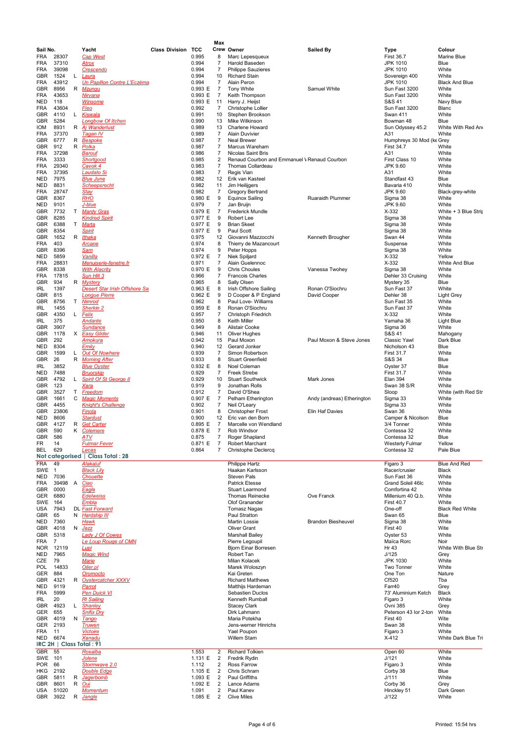| Sail No. | | | Yacht | Class Division | TCC | | Max Crew | Owner | Sailed By | Type | Colour |
|---|---|---|---|---|---|---|---|---|---|---|---|
| FRA | 28307 | | Cap West | | 0.995 | | 8 | Marc Lepesqueux | | First 36.7 | Marine Blue |
| FRA | 37310 | | Atrox | | 0.994 | | 7 | Harold Baseden | | JPK 1010 | Blue |
| FRA | 39098 | | Crescendo | | 0.994 | | 7 | Philippe Sauzieres | | JPK 1010 | White |
| GBR | 1524 | L | Laura | | 0.994 | | 10 | Richard Stain | | Sovereign 400 | White |
| FRA | 43912 | | Un Papillon Contre L'Eczéma | | 0.994 | | 7 | Alain Peron | | JPK 1010 | Black And Blue |
| GBR | 8956 | R | Mzungu | | 0.993 | E | 7 | Tony White | Samuel White | Sun Fast 3200 | White |
| FRA | 43653 | | Nirvana | | 0.993 | E | 7 | Keith Thompson | | Sun Fast 3200 | White |
| NED | 118 | | Winsome | | 0.993 | E | 11 | Harry J. Heijst | | S&S 41 | Navy Blue |
| FRA | 43604 | | Fleo | | 0.992 | | 7 | Christophe Lollier | | Sun Fast 3200 | Blanc |
| GBR | 4110 | L | Kiswala | | 0.991 | | 10 | Stephen Brookson | | Swan 411 | White |
| GBR | 5284 | | Longbow Of Itchen | | 0.990 | | 13 | Mike Wilkinson | | Bowman 48 | Blue |
| IOM | 8931 | R | Aj Wanderlust | | 0.989 | | 13 | Charlene Howard | | Sun Odyssey 45.2 | White With Red An |
| FRA | 37370 | | Tagan IV | | 0.989 | | 7 | Alain Duvivier | | A31 | White |
| GBR | 6777 | R | Bespoke | | 0.987 | | 7 | Neal Brewer | | Humphreys 30 Mod (ke | Grey |
| GBR | 912 | R | Polka | | 0.987 | | 7 | Marcus Wareham | | First 34.7 | White |
| FRA | 37298 | | Barouf | | 0.986 | | 7 | Nicolas Saint Bris | | A31 | White |
| FRA | 3333 | | Shortgood | | 0.985 | | 2 | Renaud Courbon and Emmanuel \ | Renaud Courbon | First Class 10 | White |
| FRA | 29340 | | Cavok 4 | | 0.983 | | 7 | Thomas Collardeau | | JPK 9.60 | White |
| FRA | 37395 | | Laudato Si | | 0.983 | | 7 | Regis Vian | | A31 | White |
| NED | 7975 | | Blue June | | 0.982 | | 12 | Erik van Kasteel | | Standfast 43 | Blue |
| NED | 8831 | | Scheepsrecht | | 0.982 | | 11 | Jim Heilijgers | | Bavaria 410 | White |
| FRA | 28747 | | Stay | | 0.982 | | 7 | Gregory Bertrand | | JPK 9.60 | Black-grey-white |
| GBR | 8367 | | RHO | | 0.980 | E | 9 | Equinox Sailing | Ruaraidh Plummer | Sigma 38 | White |
| NED | 9101 | | J-blue | | 0.979 | | 7 | Jan Bruijn | | JPK 9.60 | White |
| GBR | 7732 | T | Mardy Gras | | 0.979 | E | 7 | Frederick Mundle | | X-332 | White + 3 Blue Strip |
| GBR | 8285 | | Kindred Spirit | | 0.977 | E | 9 | Robert Lee | | Sigma 38 | White |
| GBR | 6388 | T | Marta | | 0.977 | E | 9 | Brian Skeet | | Sigma 38 | White |
| GBR | 8354 | | Spirit | | 0.977 | E | 9 | Paul Scott | | Sigma 38 | White |
| GBR | 1652 | R | Ithaka | | 0.975 | | 12 | Giovanni Mazzocchi | Kenneth Brougher | Swan 44 | White |
| FRA | 403 | | Arcane | | 0.974 | | 8 | Thierry de Mazancourt | | Suspense | White |
| GBR | 8396 | | Sam | | 0.974 | | 9 | Peter Hopps | | Sigma 38 | White |
| NED | 5859 | | Vanilla | | 0.972 | E | 7 | Niek Spiljard | | X-332 | Yellow |
| FRA | 28831 | | Menuiserie-fenetre.fr | | 0.971 | | 7 | Alain Guelennoc | | X-332 | White And Blue |
| GBR | 8338 | | With Alacrity | | 0.970 | E | 9 | Chris Choules | Vanessa Twohey | Sigma 38 | White |
| FRA | 17815 | | Sun Hill 3 | | 0.966 | | 7 | Francois Charles | | Dehler 33 Cruising | White |
| GBR | 934 | R | Mystery | | 0.965 | | 8 | Sally Olsen | | Mystery 35 | Blue |
| IRL | 1397 | | Desert Star Irish Offshore Sa | | 0.963 | E | 8 | Irish Offshore Sailing | Ronan O'Siochru | Sun Fast 37 | White |
| GBR | 815 | | Longue Pierre | | 0.962 | E | 9 | D Cooper & P England | David Cooper | Dehler 38 | Light Grey |
| GBR | 8756 | T | Nimrod | | 0.962 | | 8 | Paul Love- Williams | | Sun Fast 35 | White |
| IRL | 1455 | | Sherkin 2 | | 0.959 | E | 8 | Ronan O'Siochru | | Sun Fast 37 | White |
| GBR | 4350 | L | Felix | | 0.957 | | 7 | Christoph Friedrich | | X-332 | White |
| IRL | 375 | | Andante | | 0.950 | | 8 | Keith Miller | | Yamaha 36 | Light Blue |
| GBR | 3907 | | Sundance | | 0.949 | | 8 | Alistair Cooke | | Sigma 36 | White |
| GBR | 1178 | X | Easy Glider | | 0.946 | | 11 | Oliver Hughes | | S&S 41 | Mahogany |
| GBR | 292 | | Amokura | | 0.942 | | 15 | Paul Moxon | Paul Moxon & Steve Jones | Classic Yawl | Dark Blue |
| NED | 8304 | | Emily | | 0.940 | | 12 | Gerard Jonker | | Nicholson 43 | Blue |
| GBR | 1599 | L | Out Of Nowhere | | 0.939 | | 7 | Simon Robertson | | First 31.7 | White |
| GBR | 26 | R | Morning After | | 0.933 | | 8 | Stuart Greenfield | | S&S 34 | Blue |
| IRL | 3852 | | Blue Oyster | | 0.932 | E | 8 | Noel Coleman | | Oyster 37 | Blue |
| NED | 7488 | | Bruorskip | | 0.929 | | 7 | Freek Strebe | | First 31.7 | White |
| GBR | 4792 | L | Spirit Of St George II | | 0.929 | | 10 | Stuart Southwick | Mark Jones | Elan 394 | White |
| GBR | 123 | | Xara | | 0.919 | | 9 | Jonathan Rolls | | Swan 38 S/R | White |
| GBR | 3527 | T | Freedom | | 0.912 | | 7 | David O'Shea | | Sloop | White (with Red Str |
| GBR | 1661 | C | Magic Moments | | 0.907 | E | 7 | Pelham Etherington | Andy (andreas) Etherington | Sigma 33 | White |
| GBR | 4455 | | Knight's Challenge | | 0.902 | | 7 | Neil O'Leary | | Sigma 33 | White |
| GBR | 23806 | | Finola | | 0.901 | | 8 | Christopher Frost | Elin Haf Davies | Swan 36 | White |
| NED | 8606 | | Stardust | | 0.900 | | 12 | Eric van den Born | | Camper & Nicolson | Blue |
| GBR | 4127 | R | Get Carter | | 0.895 | E | 7 | Marcelle von Wendland | | 3/4 Tonner | White |
| GBR | 590 | K | Colemere | | 0.878 | E | 7 | Rob Windsor | | Contessa 32 | White |
| GBR | 586 | | ATV | | 0.875 | | 7 | Roger Shapland | | Contessa 32 | Blue |
| FR | 14 | | Fulmar Fever | | 0.871 | E | 7 | Robert Marchant | | Westerly Fulmar | Yellow |
| BEL | 629 | | Lecas | | 0.864 | | 7 | Christophe Declercq | | Contessa 32 | Pale Blue |

**Not categorised | Class Total : 28**

| Sail No. | | | Yacht | Class Division | TCC | | Max Crew | Owner | Sailed By | Type | Colour |
|---|---|---|---|---|---|---|---|---|---|---|---|
| FRA | 49 | | Alakaluf | | | | | Philippe Hartz | | Figaro 3 | Blue And Red |
| SWE | 1 | | Black Lily | | | | | Haakan Karlsson | | Racer/cruiser | Black |
| NED | 7036 | | Chouette | | | | | Steven Pals | | Sun Fast 36 | White |
| FRA | 39498 | A | Ciao | | | | | Patrick Etesse | | Grand Soleil 46lc | White |
| GBR | 0000 | | Eagle | | | | | Stuart Learmond | | Comfortina 42 | White |
| GER | 6880 | | Edelweiss | | | | | Thomas Reinecke | Ove Franck | Millenium 40 Q.b. | White |
| SWE | 164 | | Embla | | | | | Olof Granander | | First 40.7 | White |
| USA | 7943 | DL | Fast Forward | | | | | Tomasz Nagas | | One-off | Black Red White |
| GBR | 65 | N | Hardship III | | | | | Paul Stratton | | Swan 65 | Blue |
| NED | 7360 | | Hawk | | | | | Martin Lossie | Brandon Biesheuvel | Sigma 38 | White |
| GBR | 4018 | N | Jazz | | | | | Oliver Grant | | First 40 | Wite |
| GBR | 5318 | | Lady J Of Cowes | | | | | Marshall Bailey | | Oyster 53 | White |
| FRA | 7 | | Le Loup Rouge of CMN | | | | | Pierre Legoupil | | Maïca Rorc | Noir |
| NOR | 12119 | | Lupi | | | | | Bjorn Einar Borresen | | Hr 43 | White With Blue Str |
| NED | 7965 | | Magic Wind | | | | | Robert Tan | | J/125 | Grey |
| CZE | 79 | | Marie | | | | | Milan Kolacek | | JPK 1030 | White |
| POL | 14833 | | Oiler.pl | | | | | Marek Woloszyn | | Two Tonner | White |
| GER | 884 | | Oromocto | | | | | Kai Greten | | One Ton | Nature |
| GBR | 4321 | R | Oystercatcher XXXV | | | | | Richard Matthews | | Cf520 | Tba |
| NED | 9119 | | Parrot | | | | | Matthijs Hardeman | | Farr40 | Grey |
| FRA | 5999 | | Pen Duick VI | | | | | Sebastien Duclos | | 73' Aluminium Ketch | Black |
| IRL | 20 | | RI Sailing | | | | | Kenneth Rumball | | Figaro 3 | White |
| GBR | 4923 | L | Shanley | | | | | Stacey Clark | | Ovni 385 | Grey |
| GER | 655 | | Snifix Dry | | | | | Dirk Lahmann | | Peterson 43 lor 2-ton | White |
| GBR | 4019 | N | Tango | | | | | Maria Potekha | | First 40 | Wite |
| GER | 2193 | | Truwen | | | | | Jens-werner Hinrichs | | Swan 38 | White |
| FRA | 11 | | Victoire | | | | | Yael Poupon | | Figaro 3 | White |
| NED | 6674 | | Xanadu | | | | | Willem Stam | | X-412 | White Dark Blue Tri |

**IRC 2H | Class Total : 91**

| Sail No. | | | Yacht | Class Division | TCC | | Max Crew | Owner | Sailed By | Type | Colour |
|---|---|---|---|---|---|---|---|---|---|---|---|
| GBR | 55 | | Rosalba | | 1.553 | | 2 | Richard Tolkien | | Open 60 | White |
| SWE | 101 | | Jolene | | 1.131 | E | 2 | Fredrik Rydin | | J/121 | White |
| POR | 66 | | Sumwave 2.0 | | 1.112 | | 2 | Ross Farrow | | Figaro 3 | White |
| HKG | 2192 | | Double Edge | | 1.105 | E | 2 | Chris Schram | | Corby 38 | Blue |
| GBR | 5811 | R | Jagerbomb | | 1.093 | E | 2 | Paul Griffiths | | J/111 | White |
| GBR | 8601 | R | Oui | | 1.092 | E | 2 | Lance Adams | | Corby 36 | Grey |
| USA | 51020 | | Momentum | | 1.091 | | 2 | Paul Kanev | | Hinckley 51 | Dark Green |
| GBR | 3922 | R | Jangle | | 1.085 | E | 2 | Clive Miles | | J/122 | White |

Printed: 15:54 hrs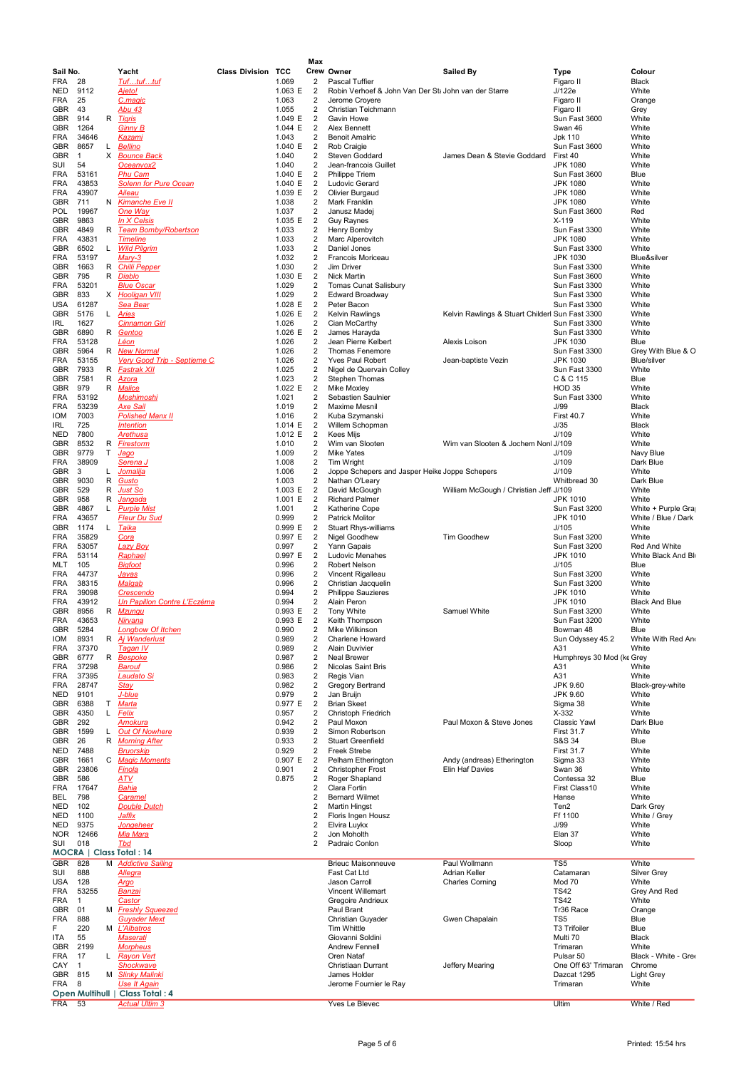| Sail No. | | | Yacht | Class Division | TCC | Max Crew | Owner | Sailed By | Type | Colour |
|---|---|---|---|---|---|---|---|---|---|---|
| FRA | 28 | | Tuf...tuf...tuf | | 1.069 | 2 | Pascal Tuffier | | Figaro II | Black |
| NED | 9112 | | Ajeto! | | 1.063 E | 2 | Robin Verhoef & John Van Der Sta | John van der Starre | J/122e | White |
| FRA | 25 | | C.magic | | 1.063 | 2 | Jerome Croyere | | Figaro II | Orange |
| GBR | 43 | | Abu 43 | | 1.055 | 2 | Christian Teichmann | | Figaro II | Grey |
| GBR | 914 | R | Tigris | | 1.049 E | 2 | Gavin Howe | | Sun Fast 3600 | White |
| GBR | 1264 | | Ginny B | | 1.044 E | 2 | Alex Bennett | | Swan 46 | White |
| FRA | 34646 | | Kazami | | 1.043 | 2 | Benoit Amalric | | Jpk 110 | White |
| GBR | 8657 | L | Bellino | | 1.040 E | 2 | Rob Craigie | | Sun Fast 3600 | White |
| GBR | 1 | X | Bounce Back | | 1.040 | 2 | Steven Goddard | James Dean & Stevie Goddard | First 40 | White |
| SUI | 54 | | Oceanvox2 | | 1.040 | 2 | Jean-francois Guillet | | JPK 1080 | White |
| FRA | 53161 | | Phu Cam | | 1.040 E | 2 | Philippe Triem | | Sun Fast 3600 | Blue |
| FRA | 43853 | | Solenn for Pure Ocean | | 1.040 E | 2 | Ludovic Gerard | | JPK 1080 | White |
| FRA | 43907 | | Aileau | | 1.039 E | 2 | Olivier Burgaud | | JPK 1080 | White |
| GBR | 711 | N | Kimanche Eve II | | 1.038 | 2 | Mark Franklin | | JPK 1080 | White |
| POL | 19967 | | One Way | | 1.037 | 2 | Janusz Madej | | Sun Fast 3600 | Red |
| GBR | 9863 | | In X Celsis | | 1.035 E | 2 | Guy Raynes | | X-119 | White |
| GBR | 4849 | R | Team Bomby/Robertson | | 1.033 | 2 | Henry Bomby | | Sun Fast 3300 | White |
| FRA | 43831 | | Timeline | | 1.033 | 2 | Marc Alperovitch | | JPK 1080 | White |
| GBR | 6502 | L | Wild Pilgrim | | 1.033 | 2 | Daniel Jones | | Sun Fast 3300 | White |
| FRA | 53197 | | Mary-3 | | 1.032 | 2 | Francois Moriceau | | JPK 1030 | Blue&silver |
| GBR | 1663 | R | Chilli Pepper | | 1.030 | 2 | Jim Driver | | Sun Fast 3300 | White |
| GBR | 795 | R | Diablo | | 1.030 E | 2 | Nick Martin | | Sun Fast 3600 | White |
| FRA | 53201 | | Blue Oscar | | 1.029 | 2 | Tomas Cunat Salisbury | | Sun Fast 3300 | White |
| GBR | 833 | X | Hooligan VIII | | 1.029 | 2 | Edward Broadway | | Sun Fast 3300 | White |
| USA | 61287 | | Sea Bear | | 1.028 E | 2 | Peter Bacon | | Sun Fast 3300 | White |
| GBR | 5176 | L | Aries | | 1.026 E | 2 | Kelvin Rawlings | Kelvin Rawlings & Stuart Childerl | Sun Fast 3300 | White |
| IRL | 1627 | | Cinnamon Girl | | 1.026 | 2 | Cian McCarthy | | Sun Fast 3300 | White |
| GBR | 6890 | R | Gentoo | | 1.026 E | 2 | James Harayda | | Sun Fast 3300 | White |
| FRA | 53128 | | Léon | | 1.026 | 2 | Jean Pierre Kelbert | Alexis Loison | JPK 1030 | Blue |
| GBR | 5964 | R | New Normal | | 1.026 | 2 | Thomas Fenemore | | Sun Fast 3300 | Grey With Blue & O |
| FRA | 53155 | | Very Good Trip - Septieme C | | 1.026 | 2 | Yves Paul Robert | Jean-baptiste Vezin | JPK 1030 | Blue/silver |
| GBR | 7933 | R | Fastrak XII | | 1.025 | 2 | Nigel de Quervain Colley | | Sun Fast 3300 | White |
| GBR | 7581 | R | Azora | | 1.023 | 2 | Stephen Thomas | | C & C 115 | Blue |
| GBR | 979 | R | Malice | | 1.022 E | 2 | Mike Moxley | | HOD 35 | White |
| FRA | 53192 | | Moshimoshi | | 1.021 | 2 | Sebastien Saulnier | | Sun Fast 3300 | White |
| FRA | 53239 | | Axe Sail | | 1.019 | 2 | Maxime Mesnil | | J/99 | Black |
| IOM | 7003 | | Polished Manx II | | 1.016 | 2 | Kuba Szymanski | | First 40.7 | White |
| IRL | 725 | | Intention | | 1.014 E | 2 | Willem Schopman | | J/35 | Black |
| NED | 7800 | | Arethusa | | 1.012 E | 2 | Kees Mijs | | J/109 | White |
| GBR | 8532 | R | Firestorm | | 1.010 | 2 | Wim van Slooten | Wim van Slooten & Jochem Nonl | J/109 | White |
| GBR | 9779 | T | Jago | | 1.009 | 2 | Mike Yates | | J/109 | Navy Blue |
| FRA | 38909 | | Serena J | | 1.008 | 2 | Tim Wright | | J/109 | Dark Blue |
| GBR | 3 | L | Jomalija | | 1.006 | 2 | Joppe Schepers and Jasper Heike | Joppe Schepers | J/109 | White |
| GBR | 9030 | R | Gusto | | 1.003 | 2 | Nathan O'Leary | | Whitbread 30 | Dark Blue |
| GBR | 529 | R | Just So | | 1.003 E | 2 | David McGough | William McGough / Christian Jeff | J/109 | White |
| GBR | 958 | R | Jangada | | 1.001 E | 2 | Richard Palmer | | JPK 1010 | White |
| GBR | 4867 | L | Purple Mist | | 1.001 | 2 | Katherine Cope | | Sun Fast 3200 | White + Purple Gra |
| FRA | 43657 | | Fleur Du Sud | | 0.999 | 2 | Patrick Molitor | | JPK 1010 | White / Blue / Dark |
| GBR | 1174 | L | Taika | | 0.999 E | 2 | Stuart Rhys-williams | | J/105 | White |
| FRA | 35829 | | Cora | | 0.997 E | 2 | Nigel Goodhew | Tim Goodhew | Sun Fast 3200 | White |
| FRA | 53057 | | Lazy Boy | | 0.997 | 2 | Yann Gapais | | Sun Fast 3200 | Red And White |
| FRA | 53114 | | Raphael | | 0.997 E | 2 | Ludovic Menahes | | JPK 1010 | White Black And Bl |
| MLT | 105 | | Bigfoot | | 0.996 | 2 | Robert Nelson | | J/105 | Blue |
| FRA | 44737 | | Javas | | 0.996 | 2 | Vincent Rigalleau | | Sun Fast 3200 | White |
| FRA | 38315 | | Maïgab | | 0.996 | 2 | Christian Jacquelin | | Sun Fast 3200 | White |
| FRA | 39098 | | Crescendo | | 0.994 | 2 | Philippe Sauzieres | | JPK 1010 | White |
| FRA | 43912 | | Un Papillon Contre L'Eczéma | | 0.994 | 2 | Alain Peron | | JPK 1010 | Black And Blue |
| GBR | 8956 | R | Mzungu | | 0.993 E | 2 | Tony White | Samuel White | Sun Fast 3200 | White |
| FRA | 43653 | | Nirvana | | 0.993 E | 2 | Keith Thompson | | Sun Fast 3200 | White |
| GBR | 5284 | | Longbow Of Itchen | | 0.990 | 2 | Mike Wilkinson | | Bowman 48 | Blue |
| IOM | 8931 | R | Aj Wanderlust | | 0.989 | 2 | Charles Howard | | Sun Odyssey 45.2 | White With Red An |
| FRA | 37370 | | Tagan IV | | 0.989 | 2 | Alain Duvivier | | A31 | White |
| GBR | 6777 | R | Bespoke | | 0.987 | 2 | Neal Brewer | | Humphreys 30 Mod (ke | Grey |
| FRA | 37298 | | Barouf | | 0.986 | 2 | Nicolas Saint Bris | | A31 | White |
| FRA | 37395 | | Laudato Si | | 0.983 | 2 | Regis Vian | | A31 | White |
| FRA | 28747 | | Stay | | 0.982 | 2 | Gregory Bertrand | | JPK 9.60 | Black-grey-white |
| NED | 9101 | | J-blue | | 0.979 | 2 | Jan Bruijn | | JPK 9.60 | White |
| GBR | 6388 | T | Marta | | 0.977 E | 2 | Brian Skeet | | Sigma 38 | White |
| GBR | 4350 | L | Felix | | 0.957 | 2 | Christoph Friedrich | | X-332 | White |
| GBR | 292 | | Amokura | | 0.942 | 2 | Paul Moxon | Paul Moxon & Steve Jones | Classic Yawl | Dark Blue |
| GBR | 1599 | L | Out Of Nowhere | | 0.939 | 2 | Simon Robertson | | First 31.7 | White |
| GBR | 26 | R | Morning After | | 0.933 | 2 | Stuart Greenfield | | S&S 34 | Blue |
| NED | 7488 | | Bruorskip | | 0.929 | 2 | Freek Strebe | | First 31.7 | White |
| GBR | 1661 | C | Magic Moments | | 0.907 E | 2 | Pelham Etherington | Andy (andreas) Etherington | Sigma 33 | White |
| GBR | 23806 | | Finola | | 0.901 | 2 | Christopher Frost | Elin Haf Davies | Swan 36 | White |
| GBR | 586 | | ATV | | 0.875 | 2 | Roger Shapland | | Contessa 32 | Blue |
| FRA | 17647 | | Bahia | | | 2 | Clara Fortin | | First Class10 | White |
| BEL | 798 | | Caramel | | | 2 | Bernard Wilmet | | Hanse | White |
| NED | 102 | | Double Dutch | | | 2 | Martin Hingst | | Ten2 | Dark Grey |
| NED | 1100 | | Jaffix | | | 2 | Floris Ingen Housz | | Ff 1100 | White / Grey |
| NED | 9375 | | Jongeheer | | | 2 | Elvira Luykx | | J/99 | White |
| NOR | 12466 | | Mia Mara | | | 2 | Jon Moholth | | Elan 37 | White |
| SUI | 018 | | Tbd | | | 2 | Padraic Conlon | | Sloop | White |

**MOCRA | Class Total : 14**

| Sail No. | | | Yacht | Class Division | TCC | Max Crew | Owner | Sailed By | Type | Colour |
|---|---|---|---|---|---|---|---|---|---|---|
| GBR | 828 | M | Addictive Sailing | | | | Brieuc Maisonneuve | Paul Wollmann | TS5 | White |
| SUI | 888 | | Allegra | | | | Fast Cat Ltd | Adrian Keller | Catamaran | Silver Grey |
| USA | 128 | | Argo | | | | Jason Carroll | Charles Corning | Mod 70 | White |
| FRA | 53255 | | Banzai | | | | Vincent Willemart | | TS42 | Grey And Red |
| FRA | 1 | | Castor | | | | Gregoire Andrieux | | TS42 | White |
| GBR | 01 | M | Freshly Squeezed | | | | Paul Brant | | Tr36 Race | Orange |
| FRA | 888 | | Guyader Mext | | | | Christian Guyader | Gwen Chapalain | TS5 | Blue |
| F | 220 | M | L'Albatros | | | | Tim Whittle | | T3 Trifoiler | Blue |
| ITA | 55 | | Maserati | | | | Giovanni Soldini | | Multi 70 | Black |
| GBR | 2199 | | Morpheus | | | | Andrew Fennell | | Trimaran | White |
| FRA | 17 | L | Rayon Vert | | | | Oren Nataf | | Pulsar 50 | Black - White - Gre |
| CAY | 1 | | Shockwave | | | | Christiaan Durrant | Jeffery Mearing | One Off 63' Trimaran | Chrome |
| GBR | 815 | M | Slinky Malinki | | | | James Holder | | Dazcat 1295 | Light Grey |
| FRA | 8 | | Use It Again | | | | Jerome Fournier le Ray | | Trimaran | White |

**Open Multihull | Class Total : 4**

| Sail No. | | | Yacht | Class Division | TCC | Max Crew | Owner | Sailed By | Type | Colour |
|---|---|---|---|---|---|---|---|---|---|---|
| FRA | 53 | | Actual Ultim 3 | | | | Yves Le Blevec | | Ultim | White / Red |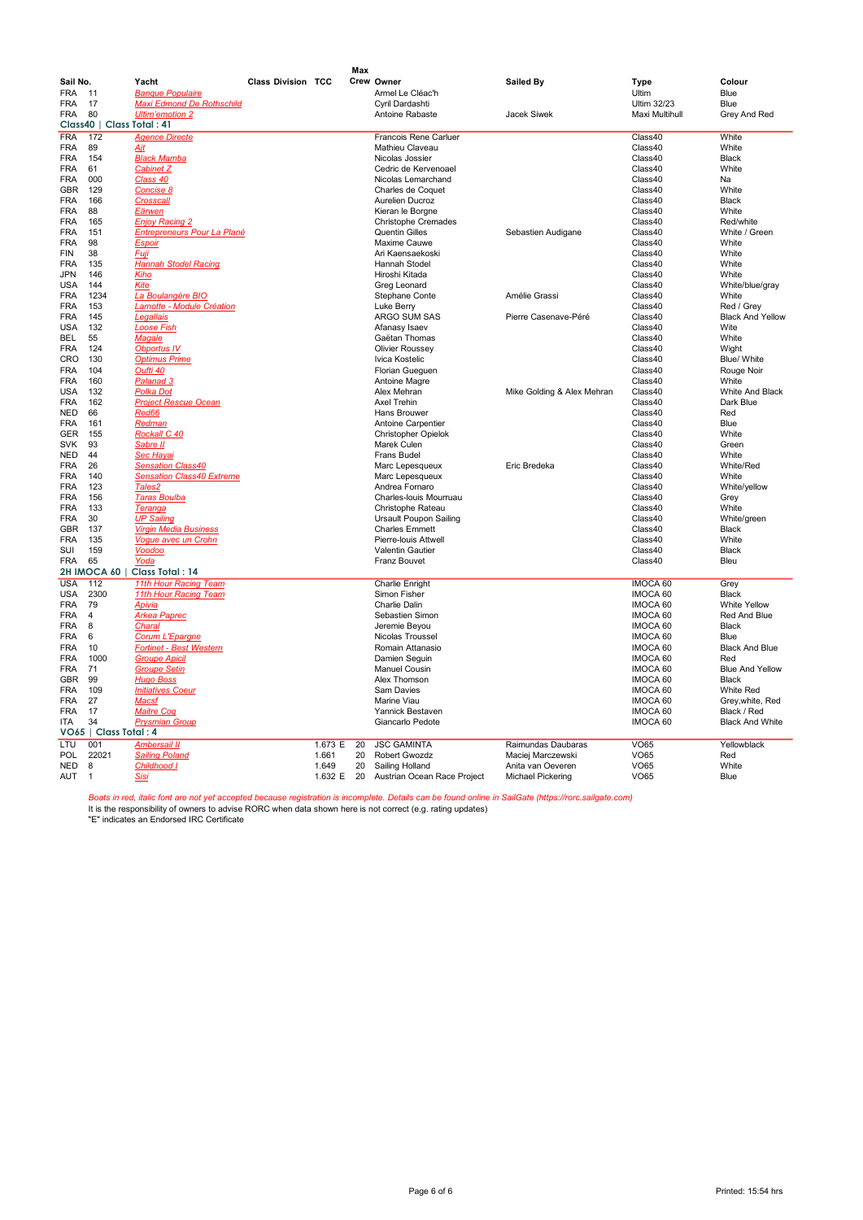| Sail No. | | Yacht | Class Division | TCC | Max Crew | Owner | Sailed By | Type | Colour |
|---|---|---|---|---|---|---|---|---|---|
| FRA | 11 | *Banque Populaire* | | | | Armel Le Cléac'h | | Ultim | Blue |
| FRA | 17 | *Maxi Edmond De Rothschild* | | | | Cyril Dardashti | | Ultim 32/23 | Blue |
| FRA | 80 | *Ultim'emotion 2* | | | | Antoine Rabaste | Jacek Siwek | Maxi Multihull | Grey And Red |
| **Class40 \| Class Total : 41** | | | | | | | | | |
| FRA | 172 | *Agence Directe* | | | | Francois Rene Carluer | | Class40 | White |
| FRA | 89 | *Ait* | | | | Mathieu Claveau | | Class40 | White |
| FRA | 154 | *Black Mamba* | | | | Nicolas Jossier | | Class40 | Black |
| FRA | 61 | *Cabinet Z* | | | | Cedric de Kervenoael | | Class40 | White |
| FRA | 000 | *Class 40* | | | | Nicolas Lemarchand | | Class40 | Na |
| GBR | 129 | *Concise 8* | | | | Charles de Coquet | | Class40 | White |
| FRA | 166 | *Crosscall* | | | | Aurelien Ducroz | | Class40 | Black |
| FRA | 88 | *Eärwen* | | | | Kieran le Borgne | | Class40 | White |
| FRA | 165 | *Enjoy Racing 2* | | | | Christophe Cremades | | Class40 | Red/white |
| FRA | 151 | *Entrepreneurs Pour La Planè* | | | | Quentin Gilles | Sebastien Audigane | Class40 | White / Green |
| FRA | 98 | *Espoir* | | | | Maxime Cauwe | | Class40 | White |
| FIN | 38 | *Fuji* | | | | Ari Kaensaekoski | | Class40 | White |
| FRA | 135 | *Hannah Stodel Racing* | | | | Hannah Stodel | | Class40 | White |
| JPN | 146 | *Kiho* | | | | Hiroshi Kitada | | Class40 | White |
| USA | 144 | *Kite* | | | | Greg Leonard | | Class40 | White/blue/gray |
| FRA | 1234 | *La Boulangère BIO* | | | | Stephane Conte | Amélie Grassi | Class40 | White |
| FRA | 153 | *Lamotte - Module Création* | | | | Luke Berry | | Class40 | Red / Grey |
| FRA | 145 | *Legallais* | | | | ARGO SUM SAS | Pierre Casenave-Péré | Class40 | Black And Yellow |
| USA | 132 | *Loose Fish* | | | | Afanasy Isaev | | Class40 | Wite |
| BEL | 55 | *Magale* | | | | Gaëtan Thomas | | Class40 | White |
| FRA | 124 | *Obportus IV* | | | | Olivier Roussey | | Class40 | Wight |
| CRO | 130 | *Optimus Prime* | | | | Ivica Kostelic | | Class40 | Blue/ White |
| FRA | 104 | *Oufti 40* | | | | Florian Gueguen | | Class40 | Rouge Noir |
| FRA | 160 | *Palanad 3* | | | | Antoine Magre | | Class40 | White |
| USA | 132 | *Polka Dot* | | | | Alex Mehran | Mike Golding & Alex Mehran | Class40 | White And Black |
| FRA | 162 | *Project Rescue Ocean* | | | | Axel Trehin | | Class40 | Dark Blue |
| NED | 66 | *Red66* | | | | Hans Brouwer | | Class40 | Red |
| FRA | 161 | *Redman* | | | | Antoine Carpentier | | Class40 | Blue |
| GER | 155 | *Rockall C 40* | | | | Christopher Opielok | | Class40 | White |
| SVK | 93 | *Sabre II* | | | | Marek Culen | | Class40 | Green |
| NED | 44 | *Sec Hayai* | | | | Frans Budel | | Class40 | White |
| FRA | 26 | *Sensation Class40* | | | | Marc Lepesqueux | Eric Bredeka | Class40 | White/Red |
| FRA | 140 | *Sensation Class40 Extreme* | | | | Marc Lepesqueux | | Class40 | White |
| FRA | 123 | *Tales2* | | | | Andrea Fornaro | | Class40 | White/yellow |
| FRA | 156 | *Taras Boulba* | | | | Charles-louis Mourruau | | Class40 | Grey |
| FRA | 133 | *Teranga* | | | | Christophe Rateau | | Class40 | White |
| FRA | 30 | *UP Sailing* | | | | Ursault Poupon Sailing | | Class40 | White/green |
| GBR | 137 | *Virgin Media Business* | | | | Charles Emmett | | Class40 | Black |
| FRA | 135 | *Vogue avec un Crohn* | | | | Pierre-louis Attwell | | Class40 | White |
| SUI | 159 | *Voodoo* | | | | Valentin Gautier | | Class40 | Black |
| FRA | 65 | *Yoda* | | | | Franz Bouvet | | Class40 | Bleu |
| **2H IMOCA 60 \| Class Total : 14** | | | | | | | | | |
| USA | 112 | *11th Hour Racing Team* | | | | Charlie Enright | | IMOCA 60 | Grey |
| USA | 2300 | *11th Hour Racing Team* | | | | Simon Fisher | | IMOCA 60 | Black |
| FRA | 79 | *Apivia* | | | | Charlie Dalin | | IMOCA 60 | White Yellow |
| FRA | 4 | *Arkea Paprec* | | | | Sebastien Simon | | IMOCA 60 | Red And Blue |
| FRA | 8 | *Charal* | | | | Jeremie Beyou | | IMOCA 60 | Black |
| FRA | 6 | *Corum L'Epargne* | | | | Nicolas Troussel | | IMOCA 60 | Blue |
| FRA | 10 | *Fortinet - Best Western* | | | | Romain Attanasio | | IMOCA 60 | Black And Blue |
| FRA | 1000 | *Groupe Apicil* | | | | Damien Seguin | | IMOCA 60 | Red |
| FRA | 71 | *Groupe Setin* | | | | Manuel Cousin | | IMOCA 60 | Blue And Yellow |
| GBR | 99 | *Hugo Boss* | | | | Alex Thomson | | IMOCA 60 | Black |
| FRA | 109 | *Initiatives Coeur* | | | | Sam Davies | | IMOCA 60 | White Red |
| FRA | 27 | *Macsf* | | | | Marine Viau | | IMOCA 60 | Grey,white, Red |
| FRA | 17 | *Maitre Coq* | | | | Yannick Bestaven | | IMOCA 60 | Black / Red |
| ITA | 34 | *Prysmian Group* | | | | Giancarlo Pedote | | IMOCA 60 | Black And White |
| **VO65 \| Class Total : 4** | | | | | | | | | |
| LTU | 001 | *Ambersail II* | | 1.673 E | 20 | JSC GAMINTA | Raimundas Daubaras | VO65 | Yellowblack |
| POL | 22021 | *Sailing Poland* | | 1.661 | 20 | Robert Gwozdz | Maciej Marczewski | VO65 | Red |
| NED | 8 | *Childhood I* | | 1.649 | 20 | Sailing Holland | Anita van Oeveren | VO65 | White |
| AUT | 1 | *Sisi* | | 1.632 E | 20 | Austrian Ocean Race Project | Michael Pickering | VO65 | Blue |

*Boats in red, italic font are not yet accepted because registration is incomplete. Details can be found online in SailGate (https://rorc.sailgate.com)*

It is the responsibility of owners to advise RORC when data shown here is not correct (e.g. rating updates)

"E" indicates an Endorsed IRC Certificate

Printed: 15:54 hrs